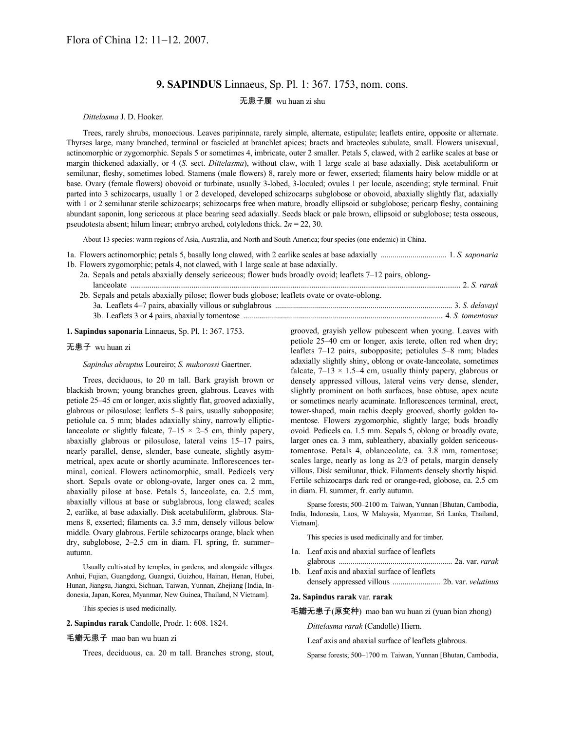Flora of China 12: 11–12. 2007.

# 9. SAPINDUS Linnaeus, Sp. Pl. 1: 367. 1753, nom. cons.

无患子属 wu huan zi shu

*Dittelasma* J. D. Hooker.

Trees, rarely shrubs, monoecious. Leaves paripinnate, rarely simple, alternate, estipulate; leaflets entire, opposite or alternate. Thyrses large, many branched, terminal or fascicled at branchlet apices; bracts and bracteoles subulate, small. Flowers unisexual, actinomorphic or zygomorphic. Sepals 5 or sometimes 4, imbricate, outer 2 smaller. Petals 5, clawed, with 2 earlike scales at base or margin thickened adaxially, or 4 (*S.* sect. *Dittelasma*), without claw, with 1 large scale at base adaxially. Disk acetabuliform or semilunar, fleshy, sometimes lobed. Stamens (male flowers) 8, rarely more or fewer, exserted; filaments hairy below middle or at base. Ovary (female flowers) obovoid or turbinate, usually 3-lobed, 3-loculed; ovules 1 per locule, ascending; style terminal. Fruit parted into 3 schizocarps, usually 1 or 2 developed, developed schizocarps subglobose or obovoid, abaxially slightly flat, adaxially with 1 or 2 semilunar sterile schizocarps; schizocarps free when mature, broadly ellipsoid or subglobose; pericarp fleshy, containing abundant saponin, long sericeous at place bearing seed adaxially. Seeds black or pale brown, ellipsoid or subglobose; testa osseous, pseudotesta absent; hilum linear; embryo arched, cotyledons thick. $2n = 22, 30$.

About 13 species: warm regions of Asia, Australia, and North and South America; four species (one endemic) in China.

1a. Flowers actinomorphic; petals 5, basally long clawed, with 2 earlike scales at base adaxially ................................ 1. *S. saponaria*
1b. Flowers zygomorphic; petals 4, not clawed, with 1 large scale at base adaxially.
  2a. Sepals and petals abaxially densely sericeous; flower buds broadly ovoid; leaflets 7–12 pairs, oblong-lanceolate ................................................................................................................................................................ 2. *S. rarak*
  2b. Sepals and petals abaxially pilose; flower buds globose; leaflets ovate or ovate-oblong.
    3a. Leaflets 4–7 pairs, abaxially villous or subglabrous ........................................................................................ 3. *S. delavayi*
    3b. Leaflets 3 or 4 pairs, abaxially tomentose .................................................................................................. 4. *S. tomentosus*

**1. Sapindus saponaria** Linnaeus, Sp. Pl. 1: 367. 1753.

无患子 wu huan zi

*Sapindus abruptus* Loureiro; *S. mukorossi* Gaertner.

Trees, deciduous, to 20 m tall. Bark grayish brown or blackish brown; young branches green, glabrous. Leaves with petiole 25–45 cm or longer, axis slightly flat, grooved adaxially, glabrous or pilosulose; leaflets 5–8 pairs, usually subopposite; petiolule ca. 5 mm; blades adaxially shiny, narrowly elliptic-lanceolate or slightly falcate, 7–15 × 2–5 cm, thinly papery, abaxially glabrous or pilosulose, lateral veins 15–17 pairs, nearly parallel, dense, slender, base cuneate, slightly asymmetrical, apex acute or shortly acuminate. Inflorescences terminal, conical. Flowers actinomorphic, small. Pedicels very short. Sepals ovate or oblong-ovate, larger ones ca. 2 mm, abaxially pilose at base. Petals 5, lanceolate, ca. 2.5 mm, abaxially villous at base or subglabrous, long clawed; scales 2, earlike, at base adaxially. Disk acetabuliform, glabrous. Stamens 8, exserted; filaments ca. 3.5 mm, densely villous below middle. Ovary glabrous. Fertile schizocarps orange, black when dry, subglobose, 2–2.5 cm in diam. Fl. spring, fr. summer–autumn.

Usually cultivated by temples, in gardens, and alongside villages. Anhui, Fujian, Guangdong, Guangxi, Guizhou, Hainan, Henan, Hubei, Hunan, Jiangsu, Jiangxi, Sichuan, Taiwan, Yunnan, Zhejiang [India, Indonesia, Japan, Korea, Myanmar, New Guinea, Thailand, N Vietnam].

This species is used medicinally.

**2. Sapindus rarak** Candolle, Prodr. 1: 608. 1824.

毛瓣无患子 mao ban wu huan zi

Trees, deciduous, ca. 20 m tall. Branches strong, stout, grooved, grayish yellow pubescent when young. Leaves with petiole 25–40 cm or longer, axis terete, often red when dry; leaflets 7–12 pairs, subopposite; petiolules 5–8 mm; blades adaxially slightly shiny, oblong or ovate-lanceolate, sometimes falcate, 7–13 × 1.5–4 cm, usually thinly papery, glabrous or densely appressed villous, lateral veins very dense, slender, slightly prominent on both surfaces, base obtuse, apex acute or sometimes nearly acuminate. Inflorescences terminal, erect, tower-shaped, main rachis deeply grooved, shortly golden tomentose. Flowers zygomorphic, slightly large; buds broadly ovoid. Pedicels ca. 1.5 mm. Sepals 5, oblong or broadly ovate, larger ones ca. 3 mm, subleathery, abaxially golden sericeous-tomentose. Petals 4, oblanceolate, ca. 3.8 mm, tomentose; scales large, nearly as long as 2/3 of petals, margin densely villous. Disk semilunar, thick. Filaments densely shortly hispid. Fertile schizocarps dark red or orange-red, globose, ca. 2.5 cm in diam. Fl. summer, fr. early autumn.

Sparse forests; 500–2100 m. Taiwan, Yunnan [Bhutan, Cambodia, India, Indonesia, Laos, W Malaysia, Myanmar, Sri Lanka, Thailand, Vietnam].

This species is used medicinally and for timber.

1a. Leaf axis and abaxial surface of leaflets glabrous ........................................................ 2a. var. *rarak*
1b. Leaf axis and abaxial surface of leaflets densely appressed villous ....................... 2b. var. *velutinus*

**2a. Sapindus rarak** var. **rarak**

毛瓣无患子(原变种) mao ban wu huan zi (yuan bian zhong)

*Dittelasma rarak* (Candolle) Hiern.

Leaf axis and abaxial surface of leaflets glabrous.

Sparse forests; 500–1700 m. Taiwan, Yunnan [Bhutan, Cambodia,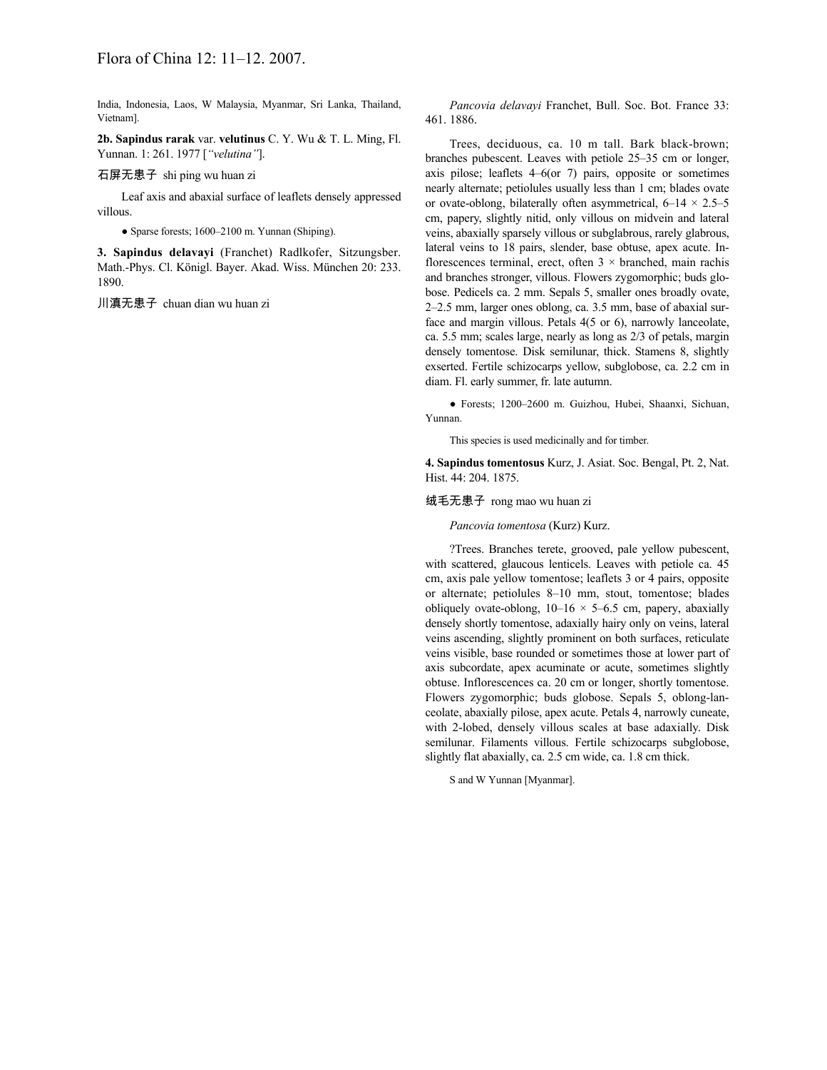India, Indonesia, Laos, W Malaysia, Myanmar, Sri Lanka, Thailand, Vietnam].

**2b. Sapindus rarak** var. **velutinus** C. Y. Wu & T. L. Ming, Fl. Yunnan. 1: 261. 1977 [*"velutina"*].

石屏无患子 shi ping wu huan zi

Leaf axis and abaxial surface of leaflets densely appressed villous.

● Sparse forests; 1600–2100 m. Yunnan (Shiping).

**3. Sapindus delavayi** (Franchet) Radlkofer, Sitzungsber. Math.-Phys. Cl. Königl. Bayer. Akad. Wiss. München 20: 233. 1890.

川滇无患子 chuan dian wu huan zi

*Pancovia delavayi* Franchet, Bull. Soc. Bot. France 33: 461. 1886.

Trees, deciduous, ca. 10 m tall. Bark black-brown; branches pubescent. Leaves with petiole 25–35 cm or longer, axis pilose; leaflets 4–6(or 7) pairs, opposite or sometimes nearly alternate; petiolules usually less than 1 cm; blades ovate or ovate-oblong, bilaterally often asymmetrical, 6–14 × 2.5–5 cm, papery, slightly nitid, only villous on midvein and lateral veins, abaxially sparsely villous or subglabrous, rarely glabrous, lateral veins to 18 pairs, slender, base obtuse, apex acute. Inflorescences terminal, erect, often 3 × branched, main rachis and branches stronger, villous. Flowers zygomorphic; buds globose. Pedicels ca. 2 mm. Sepals 5, smaller ones broadly ovate, 2–2.5 mm, larger ones oblong, ca. 3.5 mm, base of abaxial surface and margin villous. Petals 4(5 or 6), narrowly lanceolate, ca. 5.5 mm; scales large, nearly as long as 2/3 of petals, margin densely tomentose. Disk semilunar, thick. Stamens 8, slightly exserted. Fertile schizocarps yellow, subglobose, ca. 2.2 cm in diam. Fl. early summer, fr. late autumn.

● Forests; 1200–2600 m. Guizhou, Hubei, Shaanxi, Sichuan, Yunnan.

This species is used medicinally and for timber.

**4. Sapindus tomentosus** Kurz, J. Asiat. Soc. Bengal, Pt. 2, Nat. Hist. 44: 204. 1875.

绒毛无患子 rong mao wu huan zi

*Pancovia tomentosa* (Kurz) Kurz.

?Trees. Branches terete, grooved, pale yellow pubescent, with scattered, glaucous lenticels. Leaves with petiole ca. 45 cm, axis pale yellow tomentose; leaflets 3 or 4 pairs, opposite or alternate; petiolules 8–10 mm, stout, tomentose; blades obliquely ovate-oblong, 10–16 × 5–6.5 cm, papery, abaxially densely shortly tomentose, adaxially hairy only on veins, lateral veins ascending, slightly prominent on both surfaces, reticulate veins visible, base rounded or sometimes those at lower part of axis subcordate, apex acuminate or acute, sometimes slightly obtuse. Inflorescences ca. 20 cm or longer, shortly tomentose. Flowers zygomorphic; buds globose. Sepals 5, oblong-lanceolate, abaxially pilose, apex acute. Petals 4, narrowly cuneate, with 2-lobed, densely villous scales at base adaxially. Disk semilunar. Filaments villous. Fertile schizocarps subglobose, slightly flat abaxially, ca. 2.5 cm wide, ca. 1.8 cm thick.

S and W Yunnan [Myanmar].